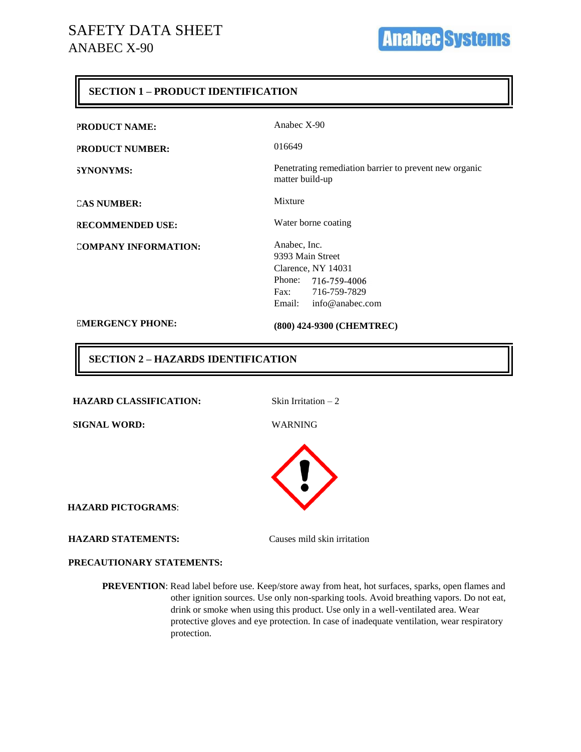# SAFETY DATA SHEET
## ANABEC X-90

Anabec Systems

## SECTION 1 – PRODUCT IDENTIFICATION

| | |
|---|---|
| **PRODUCT NAME:** | Anabec X-90 |
| **PRODUCT NUMBER:** | 016649 |
| **SYNONYMS:** | Penetrating remediation barrier to prevent new organic matter build-up |
| **CAS NUMBER:** | Mixture |
| **RECOMMENDED USE:** | Water borne coating |
| **COMPANY INFORMATION:** | Anabec, Inc.<br>9393 Main Street<br>Clarence, NY 14031<br>Phone: 716-759-4006<br>Fax: 716-759-7829<br>Email: info@anabec.com |
| **EMERGENCY PHONE:** | **(800) 424-9300 (CHEMTREC)** |

## SECTION 2 – HAZARDS IDENTIFICATION

**HAZARD CLASSIFICATION:** Skin Irritation – 2

**SIGNAL WORD:** WARNING

**HAZARD PICTOGRAMS**:

**HAZARD STATEMENTS:** Causes mild skin irritation

**PRECAUTIONARY STATEMENTS:**

**PREVENTION**: Read label before use. Keep/store away from heat, hot surfaces, sparks, open flames and other ignition sources. Use only non-sparking tools. Avoid breathing vapors. Do not eat, drink or smoke when using this product. Use only in a well-ventilated area. Wear protective gloves and eye protection. In case of inadequate ventilation, wear respiratory protection.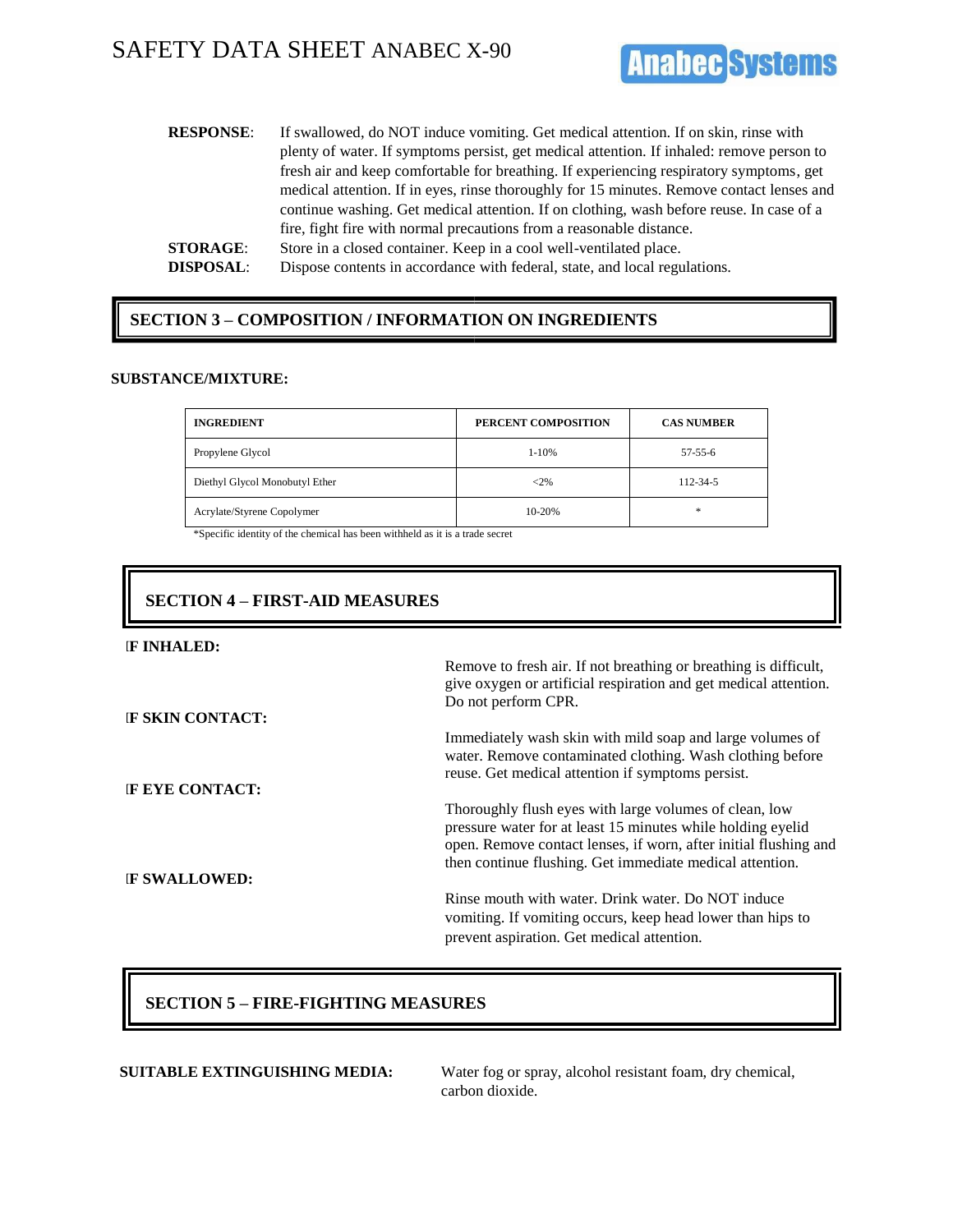**RESPONSE**: If swallowed, do NOT induce vomiting. Get medical attention. If on skin, rinse with plenty of water. If symptoms persist, get medical attention. If inhaled: remove person to fresh air and keep comfortable for breathing. If experiencing respiratory symptoms, get medical attention. If in eyes, rinse thoroughly for 15 minutes. Remove contact lenses and continue washing. Get medical attention. If on clothing, wash before reuse. In case of a fire, fight fire with normal precautions from a reasonable distance.

**STORAGE**: Store in a closed container. Keep in a cool well-ventilated place.

**DISPOSAL**: Dispose contents in accordance with federal, state, and local regulations.

## SECTION 3 – COMPOSITION / INFORMATION ON INGREDIENTS

**SUBSTANCE/MIXTURE:**

| INGREDIENT | PERCENT COMPOSITION | CAS NUMBER |
|---|---|---|
| Propylene Glycol | 1-10% | 57-55-6 |
| Diethyl Glycol Monobutyl Ether | <2% | 112-34-5 |
| Acrylate/Styrene Copolymer | 10-20% | * |

*Specific identity of the chemical has been withheld as it is a trade secret

## SECTION 4 – FIRST-AID MEASURES

**IF INHALED:**

Remove to fresh air. If not breathing or breathing is difficult, give oxygen or artificial respiration and get medical attention. Do not perform CPR.

**IF SKIN CONTACT:**

Immediately wash skin with mild soap and large volumes of water. Remove contaminated clothing. Wash clothing before reuse. Get medical attention if symptoms persist.

**IF EYE CONTACT:**

Thoroughly flush eyes with large volumes of clean, low pressure water for at least 15 minutes while holding eyelid open. Remove contact lenses, if worn, after initial flushing and then continue flushing. Get immediate medical attention.

**IF SWALLOWED:**

Rinse mouth with water. Drink water. Do NOT induce vomiting. If vomiting occurs, keep head lower than hips to prevent aspiration. Get medical attention.

## SECTION 5 – FIRE-FIGHTING MEASURES

**SUITABLE EXTINGUISHING MEDIA:** Water fog or spray, alcohol resistant foam, dry chemical, carbon dioxide.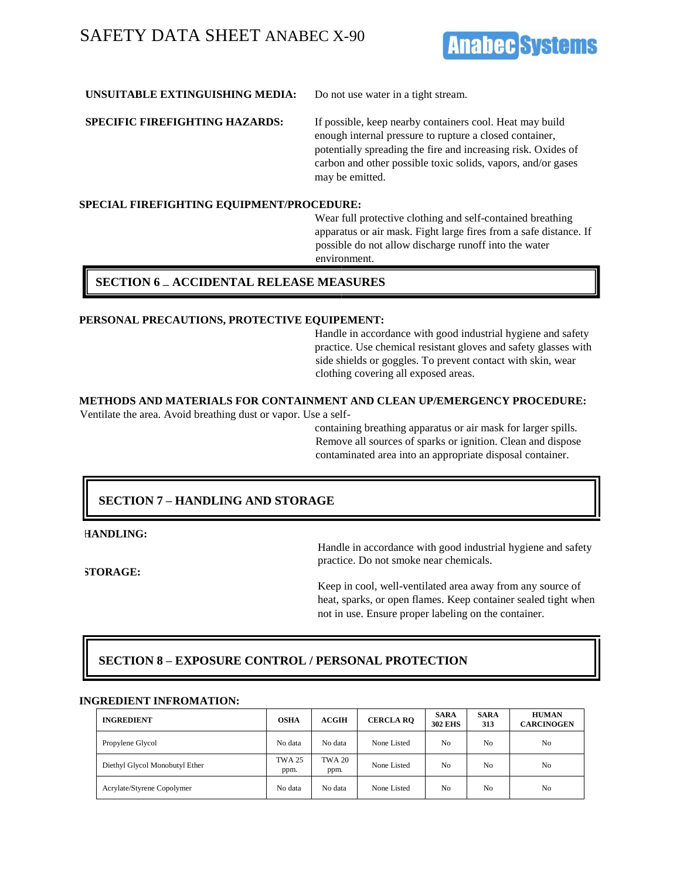**UNSUITABLE EXTINGUISHING MEDIA:** Do not use water in a tight stream.

**SPECIFIC FIREFIGHTING HAZARDS:** If possible, keep nearby containers cool. Heat may build enough internal pressure to rupture a closed container, potentially spreading the fire and increasing risk. Oxides of carbon and other possible toxic solids, vapors, and/or gases may be emitted.

**SPECIAL FIREFIGHTING EQUIPMENT/PROCEDURE:**
Wear full protective clothing and self-contained breathing apparatus or air mask. Fight large fires from a safe distance. If possible do not allow discharge runoff into the water environment.

## SECTION 6 _ ACCIDENTAL RELEASE MEASURES

**PERSONAL PRECAUTIONS, PROTECTIVE EQUIPEMENT:**
Handle in accordance with good industrial hygiene and safety practice. Use chemical resistant gloves and safety glasses with side shields or goggles. To prevent contact with skin, wear clothing covering all exposed areas.

**METHODS AND MATERIALS FOR CONTAINMENT AND CLEAN UP/EMERGENCY PROCEDURE:**
Ventilate the area. Avoid breathing dust or vapor. Use a self-containing breathing apparatus or air mask for larger spills. Remove all sources of sparks or ignition. Clean and dispose contaminated area into an appropriate disposal container.

## SECTION 7 – HANDLING AND STORAGE

**HANDLING:**
Handle in accordance with good industrial hygiene and safety practice. Do not smoke near chemicals.

**STORAGE:**
Keep in cool, well-ventilated area away from any source of heat, sparks, or open flames. Keep container sealed tight when not in use. Ensure proper labeling on the container.

## SECTION 8 – EXPOSURE CONTROL / PERSONAL PROTECTION

**INGREDIENT INFROMATION:**

| INGREDIENT | OSHA | ACGIH | CERCLA RQ | SARA 302 EHS | SARA 313 | HUMAN CARCINOGEN |
|---|---|---|---|---|---|---|
| Propylene Glycol | No data | No data | None Listed | No | No | No |
| Diethyl Glycol Monobutyl Ether | TWA 25 ppm. | TWA 20 ppm. | None Listed | No | No | No |
| Acrylate/Styrene Copolymer | No data | No data | None Listed | No | No | No |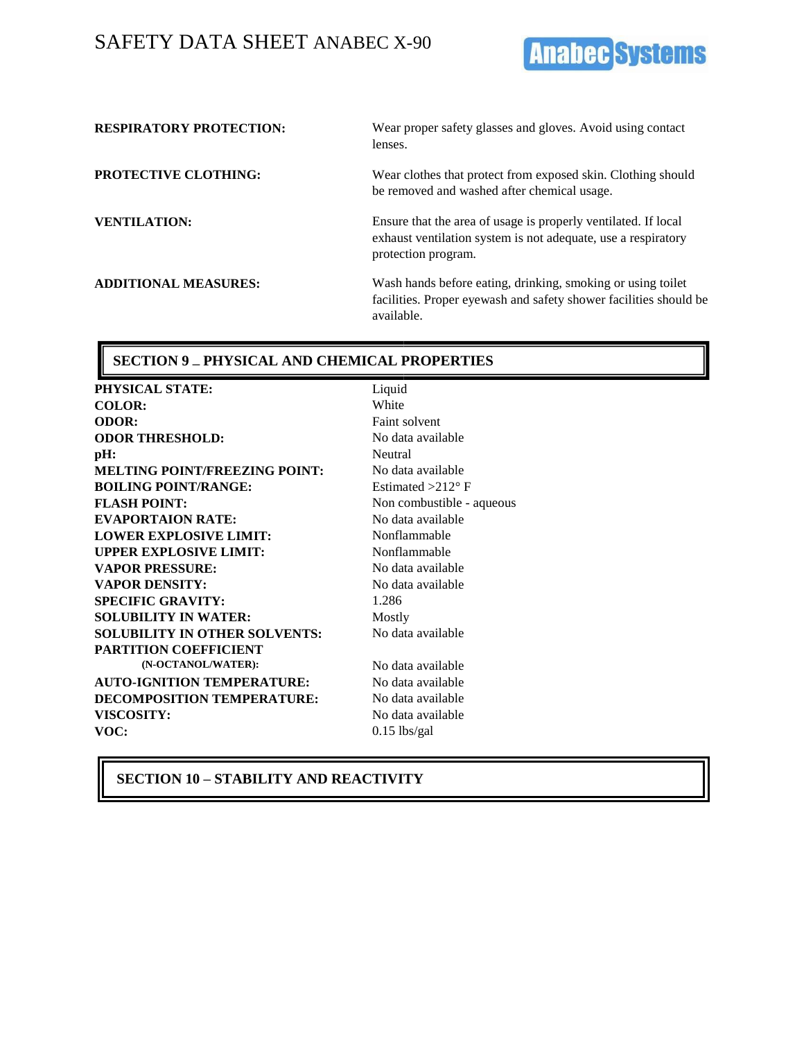| | |
|---|---|
| **RESPIRATORY PROTECTION:** | Wear proper safety glasses and gloves. Avoid using contact lenses. |
| **PROTECTIVE CLOTHING:** | Wear clothes that protect from exposed skin. Clothing should be removed and washed after chemical usage. |
| **VENTILATION:** | Ensure that the area of usage is properly ventilated. If local exhaust ventilation system is not adequate, use a respiratory protection program. |
| **ADDITIONAL MEASURES:** | Wash hands before eating, drinking, smoking or using toilet facilities. Proper eyewash and safety shower facilities should be available. |

## SECTION 9 _ PHYSICAL AND CHEMICAL PROPERTIES

| | |
|---|---|
| **PHYSICAL STATE:** | Liquid |
| **COLOR:** | White |
| **ODOR:** | Faint solvent |
| **ODOR THRESHOLD:** | No data available |
| **pH:** | Neutral |
| **MELTING POINT/FREEZING POINT:** | No data available |
| **BOILING POINT/RANGE:** | Estimated >212° F |
| **FLASH POINT:** | Non combustible - aqueous |
| **EVAPORTAION RATE:** | No data available |
| **LOWER EXPLOSIVE LIMIT:** | Nonflammable |
| **UPPER EXPLOSIVE LIMIT:** | Nonflammable |
| **VAPOR PRESSURE:** | No data available |
| **VAPOR DENSITY:** | No data available |
| **SPECIFIC GRAVITY:** | 1.286 |
| **SOLUBILITY IN WATER:** | Mostly |
| **SOLUBILITY IN OTHER SOLVENTS:** | No data available |
| **PARTITION COEFFICIENT (N-OCTANOL/WATER):** | No data available |
| **AUTO-IGNITION TEMPERATURE:** | No data available |
| **DECOMPOSITION TEMPERATURE:** | No data available |
| **VISCOSITY:** | No data available |
| **VOC:** | 0.15 lbs/gal |

## SECTION 10 – STABILITY AND REACTIVITY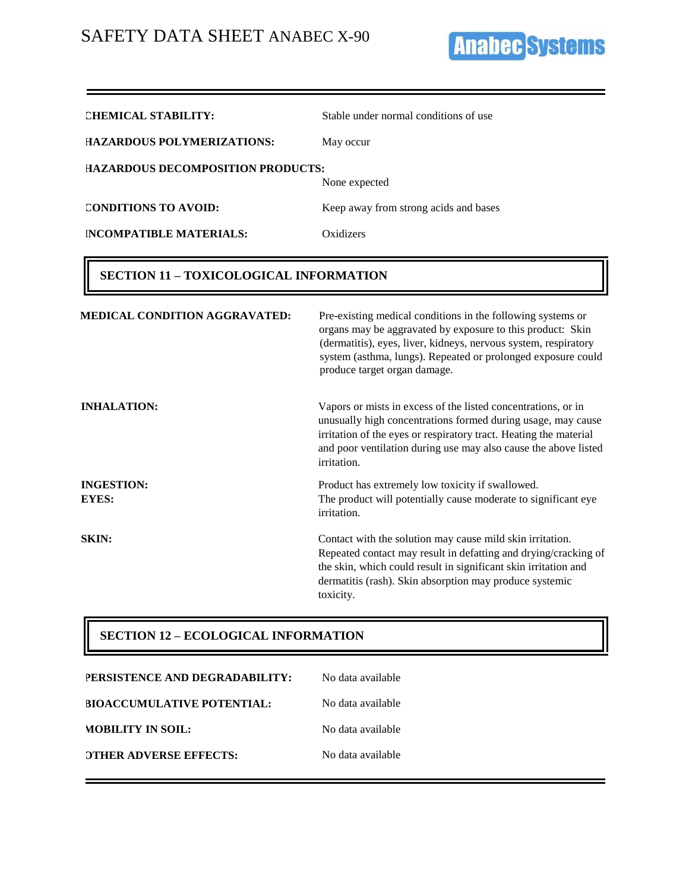| | |
|---|---|
| **CHEMICAL STABILITY:** | Stable under normal conditions of use |
| **HAZARDOUS POLYMERIZATIONS:** | May occur |
| **HAZARDOUS DECOMPOSITION PRODUCTS:** | None expected |
| **CONDITIONS TO AVOID:** | Keep away from strong acids and bases |
| **INCOMPATIBLE MATERIALS:** | Oxidizers |

## SECTION 11 – TOXICOLOGICAL INFORMATION

| | |
|---|---|
| **MEDICAL CONDITION AGGRAVATED:** | Pre-existing medical conditions in the following systems or organs may be aggravated by exposure to this product: Skin (dermatitis), eyes, liver, kidneys, nervous system, respiratory system (asthma, lungs). Repeated or prolonged exposure could produce target organ damage. |
| **INHALATION:** | Vapors or mists in excess of the listed concentrations, or in unusually high concentrations formed during usage, may cause irritation of the eyes or respiratory tract. Heating the material and poor ventilation during use may also cause the above listed irritation. |
| **INGESTION:** | Product has extremely low toxicity if swallowed. |
| **EYES:** | The product will potentially cause moderate to significant eye irritation. |
| **SKIN:** | Contact with the solution may cause mild skin irritation. Repeated contact may result in defatting and drying/cracking of the skin, which could result in significant skin irritation and dermatitis (rash). Skin absorption may produce systemic toxicity. |

## SECTION 12 – ECOLOGICAL INFORMATION

| | |
|---|---|
| **PERSISTENCE AND DEGRADABILITY:** | No data available |
| **BIOACCUMULATIVE POTENTIAL:** | No data available |
| **MOBILITY IN SOIL:** | No data available |
| **OTHER ADVERSE EFFECTS:** | No data available |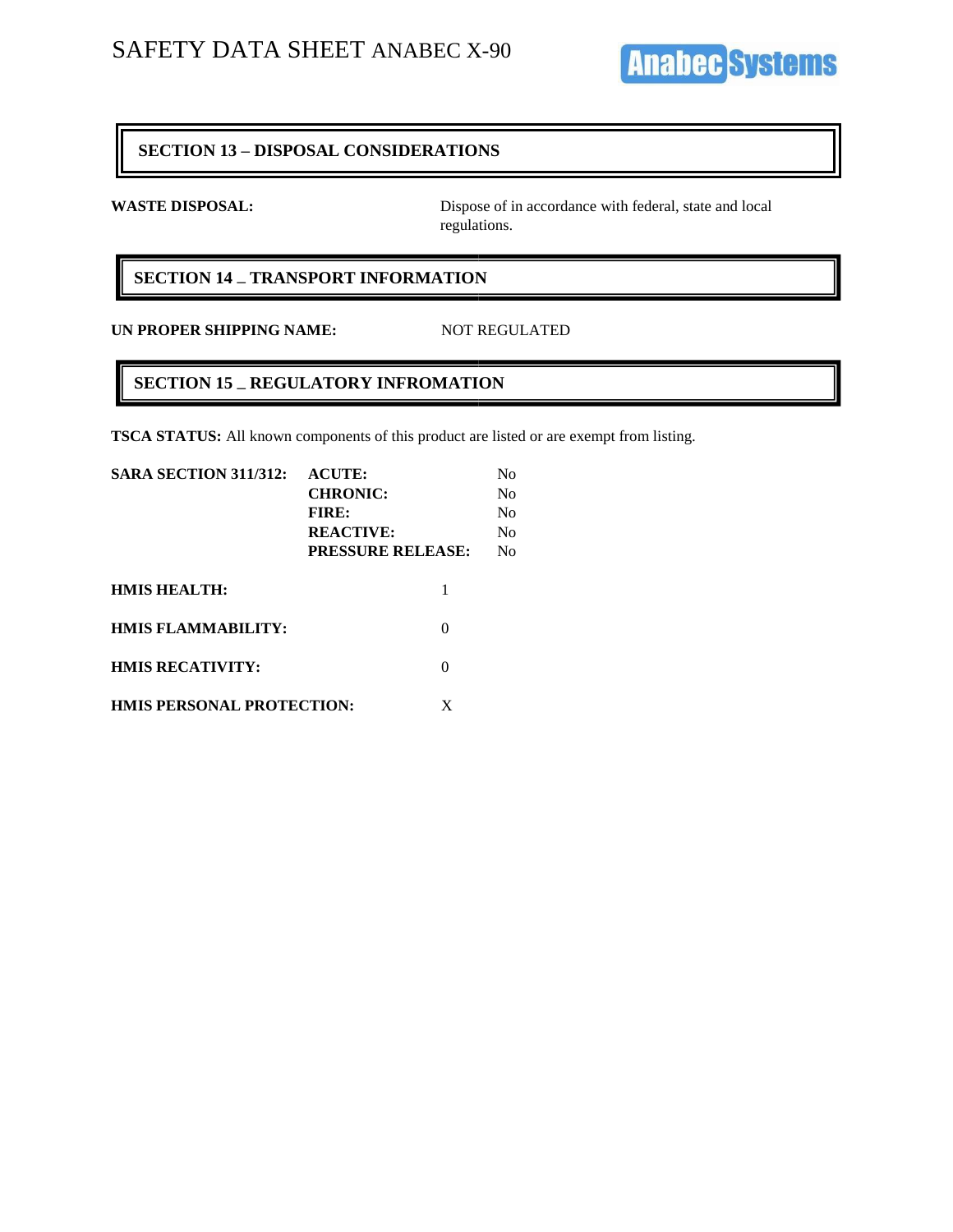## SECTION 13 – DISPOSAL CONSIDERATIONS

**WASTE DISPOSAL:** Dispose of in accordance with federal, state and local regulations.

## SECTION 14 _ TRANSPORT INFORMATION

**UN PROPER SHIPPING NAME:** NOT REGULATED

## SECTION 15 _ REGULATORY INFROMATION

**TSCA STATUS:** All known components of this product are listed or are exempt from listing.

**SARA SECTION 311/312:**

| | | |
|---|---|---|
| **SARA SECTION 311/312:** | **ACUTE:** | No |
| | **CHRONIC:** | No |
| | **FIRE:** | No |
| | **REACTIVE:** | No |
| | **PRESSURE RELEASE:** | No |

**HMIS HEALTH:** 1

**HMIS FLAMMABILITY:** 0

**HMIS RECATIVITY:** 0

**HMIS PERSONAL PROTECTION:** X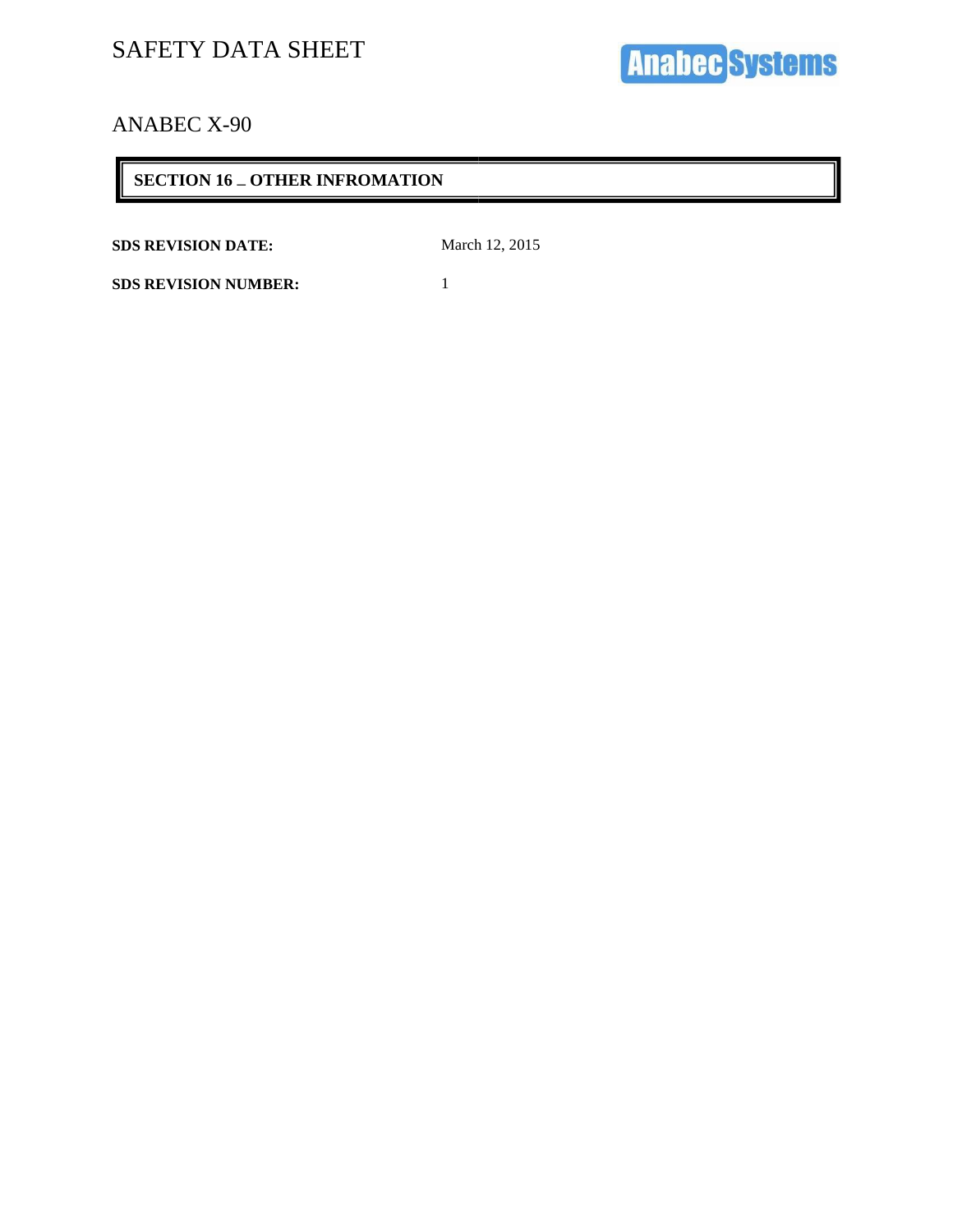## SECTION 16 _ OTHER INFROMATION

| | |
|---|---|
| **SDS REVISION DATE:** | March 12, 2015 |
| **SDS REVISION NUMBER:** | 1 |